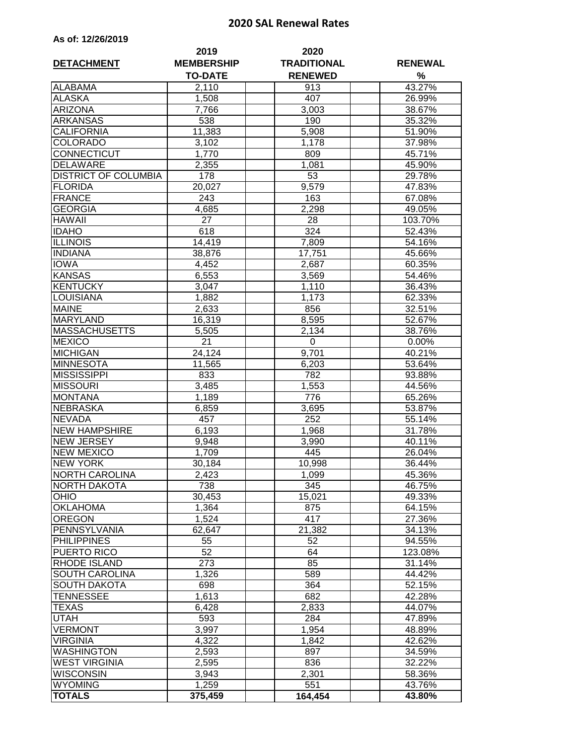# 2020 SAL Renewal Rates

**As of: 12/26/2019**

| DETACHMENT | 2019 MEMBERSHIP TO-DATE | | 2020 TRADITIONAL RENEWED | | RENEWAL % |
|---|---|---|---|---|---|
| ALABAMA | 2,110 | | 913 | | 43.27% |
| ALASKA | 1,508 | | 407 | | 26.99% |
| ARIZONA | 7,766 | | 3,003 | | 38.67% |
| ARKANSAS | 538 | | 190 | | 35.32% |
| CALIFORNIA | 11,383 | | 5,908 | | 51.90% |
| COLORADO | 3,102 | | 1,178 | | 37.98% |
| CONNECTICUT | 1,770 | | 809 | | 45.71% |
| DELAWARE | 2,355 | | 1,081 | | 45.90% |
| DISTRICT OF COLUMBIA | 178 | | 53 | | 29.78% |
| FLORIDA | 20,027 | | 9,579 | | 47.83% |
| FRANCE | 243 | | 163 | | 67.08% |
| GEORGIA | 4,685 | | 2,298 | | 49.05% |
| HAWAII | 27 | | 28 | | 103.70% |
| IDAHO | 618 | | 324 | | 52.43% |
| ILLINOIS | 14,419 | | 7,809 | | 54.16% |
| INDIANA | 38,876 | | 17,751 | | 45.66% |
| IOWA | 4,452 | | 2,687 | | 60.35% |
| KANSAS | 6,553 | | 3,569 | | 54.46% |
| KENTUCKY | 3,047 | | 1,110 | | 36.43% |
| LOUISIANA | 1,882 | | 1,173 | | 62.33% |
| MAINE | 2,633 | | 856 | | 32.51% |
| MARYLAND | 16,319 | | 8,595 | | 52.67% |
| MASSACHUSETTS | 5,505 | | 2,134 | | 38.76% |
| MEXICO | 21 | | 0 | | 0.00% |
| MICHIGAN | 24,124 | | 9,701 | | 40.21% |
| MINNESOTA | 11,565 | | 6,203 | | 53.64% |
| MISSISSIPPI | 833 | | 782 | | 93.88% |
| MISSOURI | 3,485 | | 1,553 | | 44.56% |
| MONTANA | 1,189 | | 776 | | 65.26% |
| NEBRASKA | 6,859 | | 3,695 | | 53.87% |
| NEVADA | 457 | | 252 | | 55.14% |
| NEW HAMPSHIRE | 6,193 | | 1,968 | | 31.78% |
| NEW JERSEY | 9,948 | | 3,990 | | 40.11% |
| NEW MEXICO | 1,709 | | 445 | | 26.04% |
| NEW YORK | 30,184 | | 10,998 | | 36.44% |
| NORTH CAROLINA | 2,423 | | 1,099 | | 45.36% |
| NORTH DAKOTA | 738 | | 345 | | 46.75% |
| OHIO | 30,453 | | 15,021 | | 49.33% |
| OKLAHOMA | 1,364 | | 875 | | 64.15% |
| OREGON | 1,524 | | 417 | | 27.36% |
| PENNSYLVANIA | 62,647 | | 21,382 | | 34.13% |
| PHILIPPINES | 55 | | 52 | | 94.55% |
| PUERTO RICO | 52 | | 64 | | 123.08% |
| RHODE ISLAND | 273 | | 85 | | 31.14% |
| SOUTH CAROLINA | 1,326 | | 589 | | 44.42% |
| SOUTH DAKOTA | 698 | | 364 | | 52.15% |
| TENNESSEE | 1,613 | | 682 | | 42.28% |
| TEXAS | 6,428 | | 2,833 | | 44.07% |
| UTAH | 593 | | 284 | | 47.89% |
| VERMONT | 3,997 | | 1,954 | | 48.89% |
| VIRGINIA | 4,322 | | 1,842 | | 42.62% |
| WASHINGTON | 2,593 | | 897 | | 34.59% |
| WEST VIRGINIA | 2,595 | | 836 | | 32.22% |
| WISCONSIN | 3,943 | | 2,301 | | 58.36% |
| WYOMING | 1,259 | | 551 | | 43.76% |
| **TOTALS** | **375,459** | | **164,454** | | **43.80%** |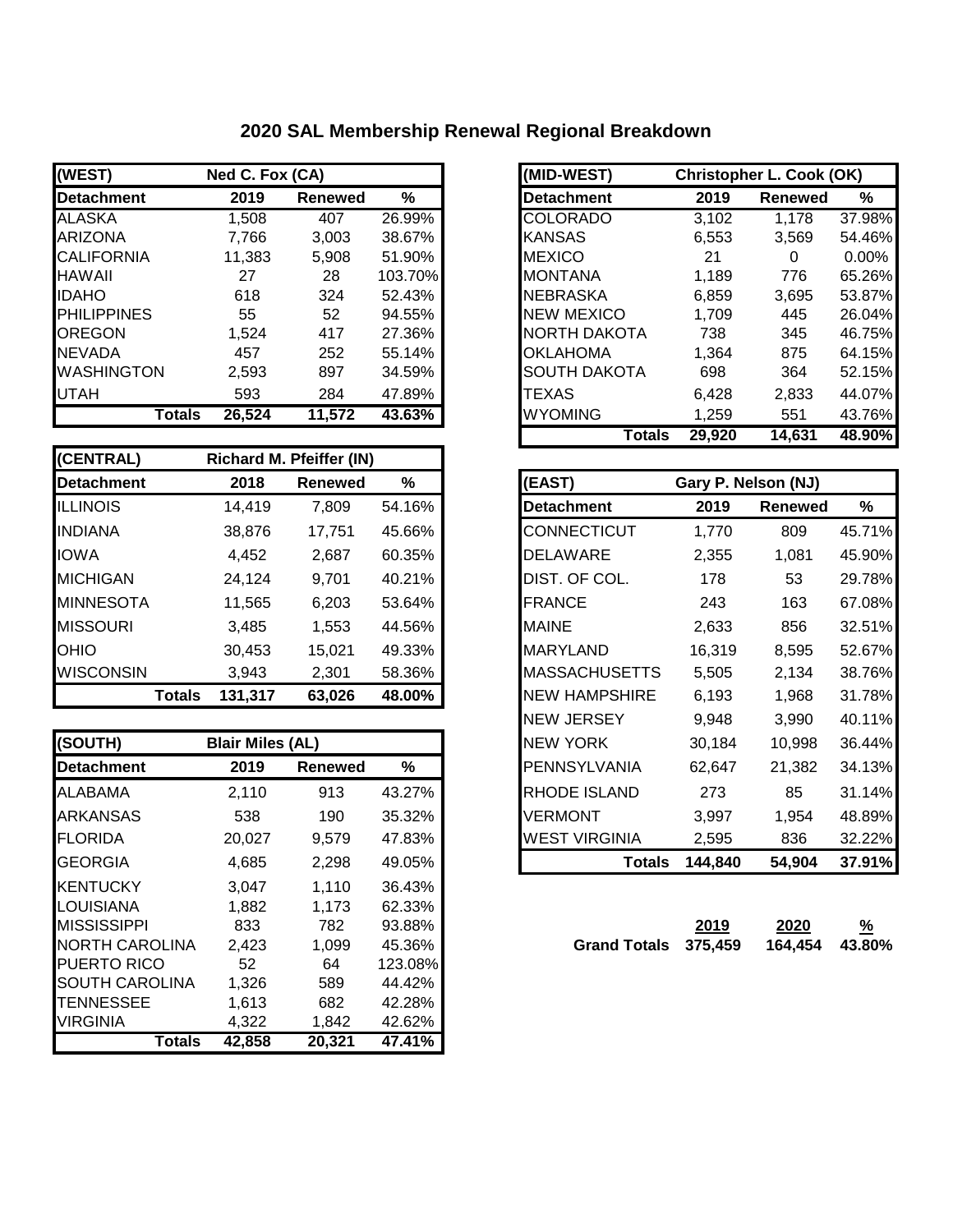# 2020 SAL Membership Renewal Regional Breakdown

| (WEST) | Ned C. Fox (CA) | | |
|---|---|---|---|
| **Detachment** | **2019** | **Renewed** | **%** |
| ALASKA | 1,508 | 407 | 26.99% |
| ARIZONA | 7,766 | 3,003 | 38.67% |
| CALIFORNIA | 11,383 | 5,908 | 51.90% |
| HAWAII | 27 | 28 | 103.70% |
| IDAHO | 618 | 324 | 52.43% |
| PHILIPPINES | 55 | 52 | 94.55% |
| OREGON | 1,524 | 417 | 27.36% |
| NEVADA | 457 | 252 | 55.14% |
| WASHINGTON | 2,593 | 897 | 34.59% |
| UTAH | 593 | 284 | 47.89% |
| **Totals** | **26,524** | **11,572** | **43.63%** |

| (CENTRAL) | Richard M. Pfeiffer (IN) | | |
|---|---|---|---|
| **Detachment** | **2018** | **Renewed** | **%** |
| ILLINOIS | 14,419 | 7,809 | 54.16% |
| INDIANA | 38,876 | 17,751 | 45.66% |
| IOWA | 4,452 | 2,687 | 60.35% |
| MICHIGAN | 24,124 | 9,701 | 40.21% |
| MINNESOTA | 11,565 | 6,203 | 53.64% |
| MISSOURI | 3,485 | 1,553 | 44.56% |
| OHIO | 30,453 | 15,021 | 49.33% |
| WISCONSIN | 3,943 | 2,301 | 58.36% |
| **Totals** | **131,317** | **63,026** | **48.00%** |

| (SOUTH) | Blair Miles (AL) | | |
|---|---|---|---|
| **Detachment** | **2019** | **Renewed** | **%** |
| ALABAMA | 2,110 | 913 | 43.27% |
| ARKANSAS | 538 | 190 | 35.32% |
| FLORIDA | 20,027 | 9,579 | 47.83% |
| GEORGIA | 4,685 | 2,298 | 49.05% |
| KENTUCKY | 3,047 | 1,110 | 36.43% |
| LOUISIANA | 1,882 | 1,173 | 62.33% |
| MISSISSIPPI | 833 | 782 | 93.88% |
| NORTH CAROLINA | 2,423 | 1,099 | 45.36% |
| PUERTO RICO | 52 | 64 | 123.08% |
| SOUTH CAROLINA | 1,326 | 589 | 44.42% |
| TENNESSEE | 1,613 | 682 | 42.28% |
| VIRGINIA | 4,322 | 1,842 | 42.62% |
| **Totals** | **42,858** | **20,321** | **47.41%** |

| (MID-WEST) | Christopher L. Cook (OK) | | |
|---|---|---|---|
| **Detachment** | **2019** | **Renewed** | **%** |
| COLORADO | 3,102 | 1,178 | 37.98% |
| KANSAS | 6,553 | 3,569 | 54.46% |
| MEXICO | 21 | 0 | 0.00% |
| MONTANA | 1,189 | 776 | 65.26% |
| NEBRASKA | 6,859 | 3,695 | 53.87% |
| NEW MEXICO | 1,709 | 445 | 26.04% |
| NORTH DAKOTA | 738 | 345 | 46.75% |
| OKLAHOMA | 1,364 | 875 | 64.15% |
| SOUTH DAKOTA | 698 | 364 | 52.15% |
| TEXAS | 6,428 | 2,833 | 44.07% |
| WYOMING | 1,259 | 551 | 43.76% |
| **Totals** | **29,920** | **14,631** | **48.90%** |

| (EAST) | Gary P. Nelson (NJ) | | |
|---|---|---|---|
| **Detachment** | **2019** | **Renewed** | **%** |
| CONNECTICUT | 1,770 | 809 | 45.71% |
| DELAWARE | 2,355 | 1,081 | 45.90% |
| DIST. OF COL. | 178 | 53 | 29.78% |
| FRANCE | 243 | 163 | 67.08% |
| MAINE | 2,633 | 856 | 32.51% |
| MARYLAND | 16,319 | 8,595 | 52.67% |
| MASSACHUSETTS | 5,505 | 2,134 | 38.76% |
| NEW HAMPSHIRE | 6,193 | 1,968 | 31.78% |
| NEW JERSEY | 9,948 | 3,990 | 40.11% |
| NEW YORK | 30,184 | 10,998 | 36.44% |
| PENNSYLVANIA | 62,647 | 21,382 | 34.13% |
| RHODE ISLAND | 273 | 85 | 31.14% |
| VERMONT | 3,997 | 1,954 | 48.89% |
| WEST VIRGINIA | 2,595 | 836 | 32.22% |
| **Totals** | **144,840** | **54,904** | **37.91%** |

| | **2019** | **2020** | **%** |
|---|---|---|---|
| **Grand Totals** | **375,459** | **164,454** | **43.80%** |